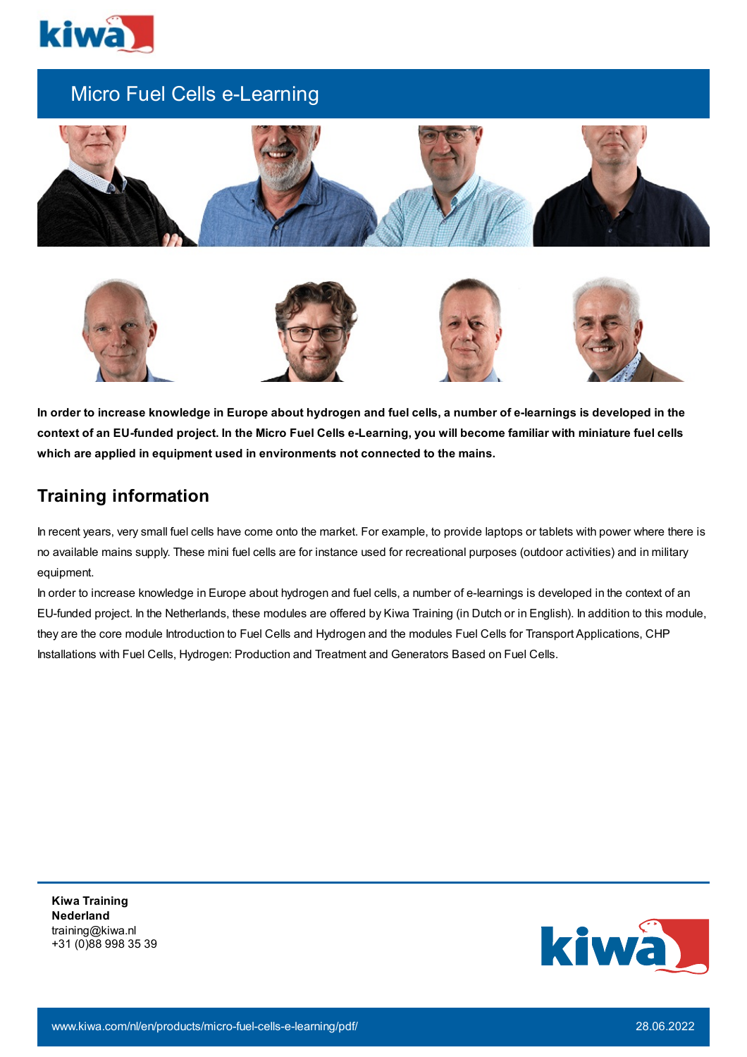# Micro Fuel Cells e-Learning

**In order to increase knowledge in Europe about hydrogen and fuel cells, a number of e-learnings is developed in the context of an EU-funded project. In the Micro Fuel Cells e-Learning, you will become familiar with miniature fuel cells which are applied in equipment used in environments not connected to the mains.**

## Training information

In recent years, very small fuel cells have come onto the market. For example, to provide laptops or tablets with power where there is no available mains supply. These mini fuel cells are for instance used for recreational purposes (outdoor activities) and in military equipment.

In order to increase knowledge in Europe about hydrogen and fuel cells, a number of e-learnings is developed in the context of an EU-funded project. In the Netherlands, these modules are offered by Kiwa Training (in Dutch or in English). In addition to this module, they are the core module Introduction to Fuel Cells and Hydrogen and the modules Fuel Cells for Transport Applications, CHP Installations with Fuel Cells, Hydrogen: Production and Treatment and Generators Based on Fuel Cells.

**Kiwa Training Nederland**
training@kiwa.nl
+31 (0)88 998 35 39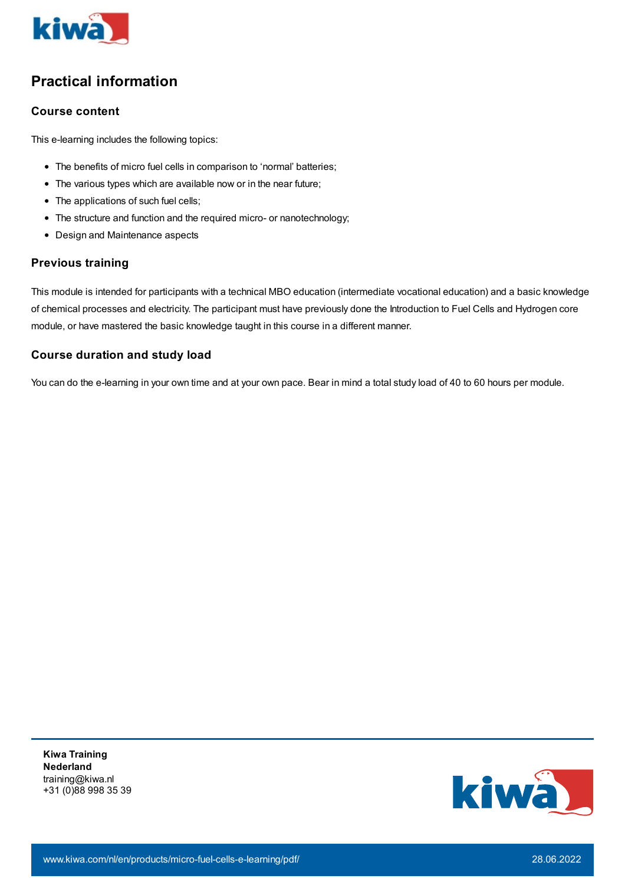## Practical information

### Course content

This e-learning includes the following topics:

- The benefits of micro fuel cells in comparison to 'normal' batteries;
- The various types which are available now or in the near future;
- The applications of such fuel cells;
- The structure and function and the required micro- or nanotechnology;
- Design and Maintenance aspects

### Previous training

This module is intended for participants with a technical MBO education (intermediate vocational education) and a basic knowledge of chemical processes and electricity. The participant must have previously done the Introduction to Fuel Cells and Hydrogen core module, or have mastered the basic knowledge taught in this course in a different manner.

### Course duration and study load

You can do the e-learning in your own time and at your own pace. Bear in mind a total study load of 40 to 60 hours per module.

**Kiwa Training Nederland**
training@kiwa.nl
+31 (0)88 998 35 39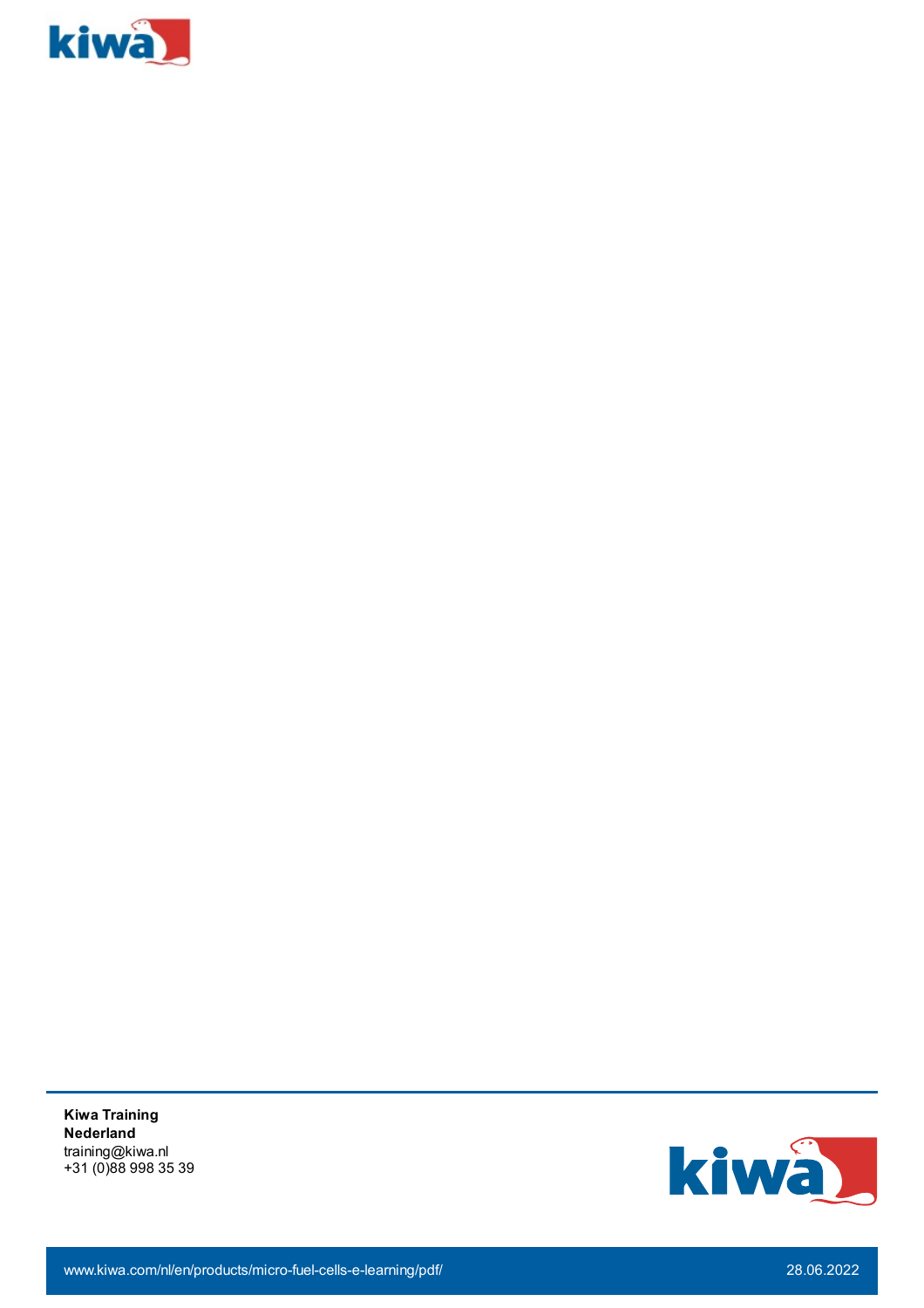**Kiwa Training Nederland**
training@kiwa.nl
+31 (0)88 998 35 39

www.kiwa.com/nl/en/products/micro-fuel-cells-e-learning/pdf/

28.06.2022